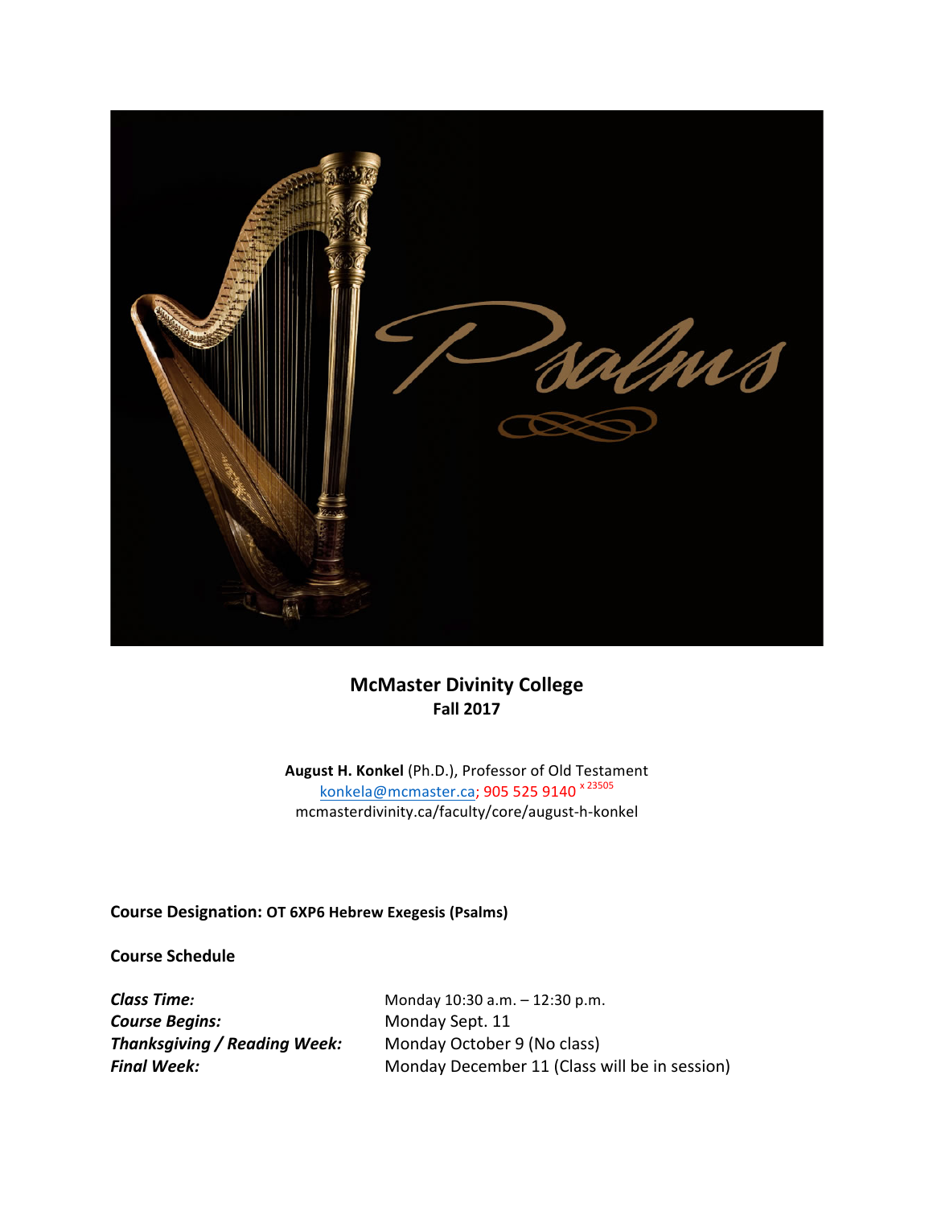**McMaster Divinity College**
**Fall 2017**

**August H. Konkel** (Ph.D.), Professor of Old Testament
konkela@mcmaster.ca; 905 525 9140 x 23505
mcmasterdivinity.ca/faculty/core/august-h-konkel

**Course Designation: OT 6XP6 Hebrew Exegesis (Psalms)**

**Course Schedule**

***Class Time:*** Monday 10:30 a.m. – 12:30 p.m.
***Course Begins:*** Monday Sept. 11
***Thanksgiving / Reading Week:*** Monday October 9 (No class)
***Final Week:*** Monday December 11 (Class will be in session)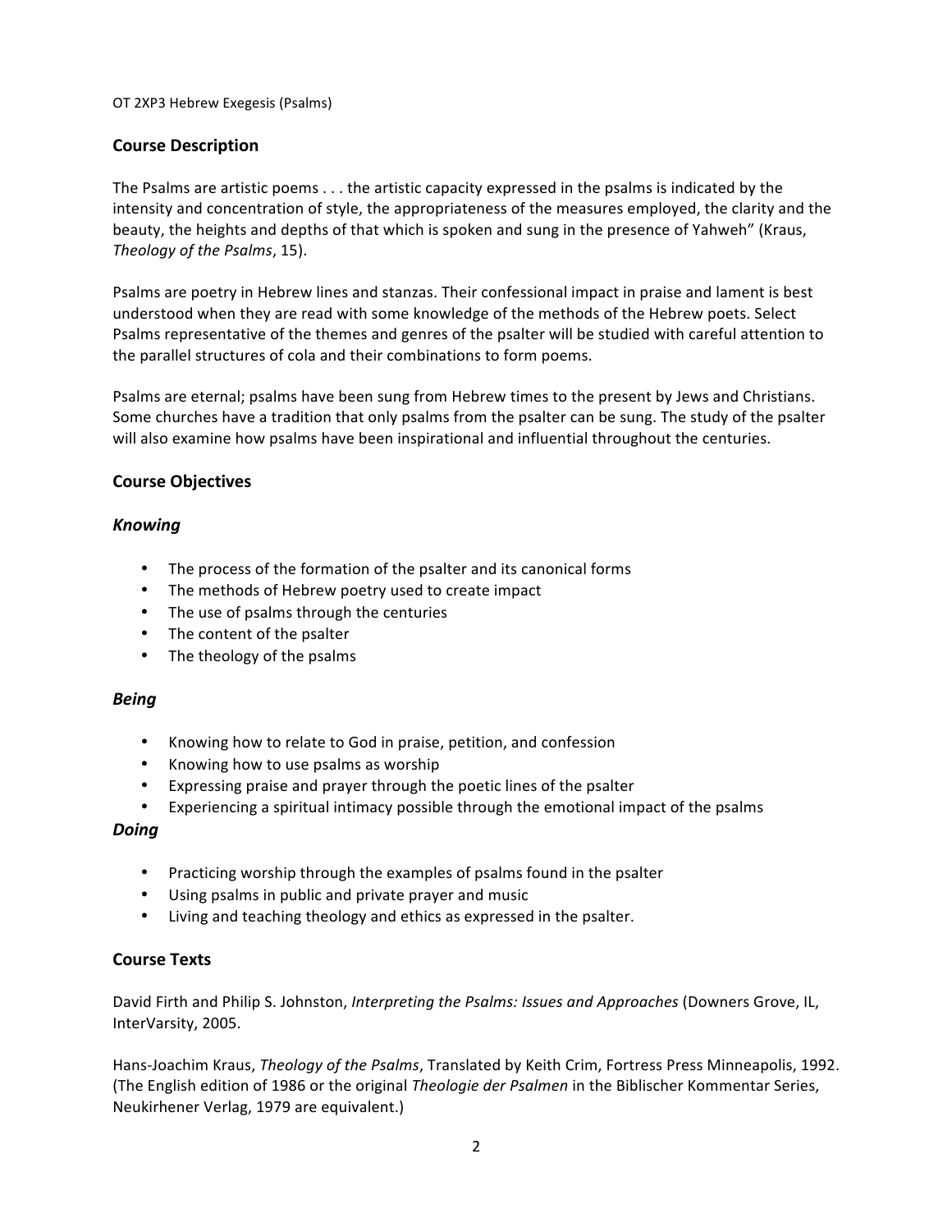OT 2XP3 Hebrew Exegesis (Psalms)

## Course Description

The Psalms are artistic poems . . . the artistic capacity expressed in the psalms is indicated by the intensity and concentration of style, the appropriateness of the measures employed, the clarity and the beauty, the heights and depths of that which is spoken and sung in the presence of Yahweh" (Kraus, *Theology of the Psalms*, 15).

Psalms are poetry in Hebrew lines and stanzas. Their confessional impact in praise and lament is best understood when they are read with some knowledge of the methods of the Hebrew poets. Select Psalms representative of the themes and genres of the psalter will be studied with careful attention to the parallel structures of cola and their combinations to form poems.

Psalms are eternal; psalms have been sung from Hebrew times to the present by Jews and Christians. Some churches have a tradition that only psalms from the psalter can be sung. The study of the psalter will also examine how psalms have been inspirational and influential throughout the centuries.

## Course Objectives

### *Knowing*

- The process of the formation of the psalter and its canonical forms
- The methods of Hebrew poetry used to create impact
- The use of psalms through the centuries
- The content of the psalter
- The theology of the psalms

### *Being*

- Knowing how to relate to God in praise, petition, and confession
- Knowing how to use psalms as worship
- Expressing praise and prayer through the poetic lines of the psalter
- Experiencing a spiritual intimacy possible through the emotional impact of the psalms

### *Doing*

- Practicing worship through the examples of psalms found in the psalter
- Using psalms in public and private prayer and music
- Living and teaching theology and ethics as expressed in the psalter.

## Course Texts

David Firth and Philip S. Johnston, *Interpreting the Psalms: Issues and Approaches* (Downers Grove, IL, InterVarsity, 2005.

Hans-Joachim Kraus, *Theology of the Psalms*, Translated by Keith Crim, Fortress Press Minneapolis, 1992. (The English edition of 1986 or the original *Theologie der Psalmen* in the Biblischer Kommentar Series, Neukirhener Verlag, 1979 are equivalent.)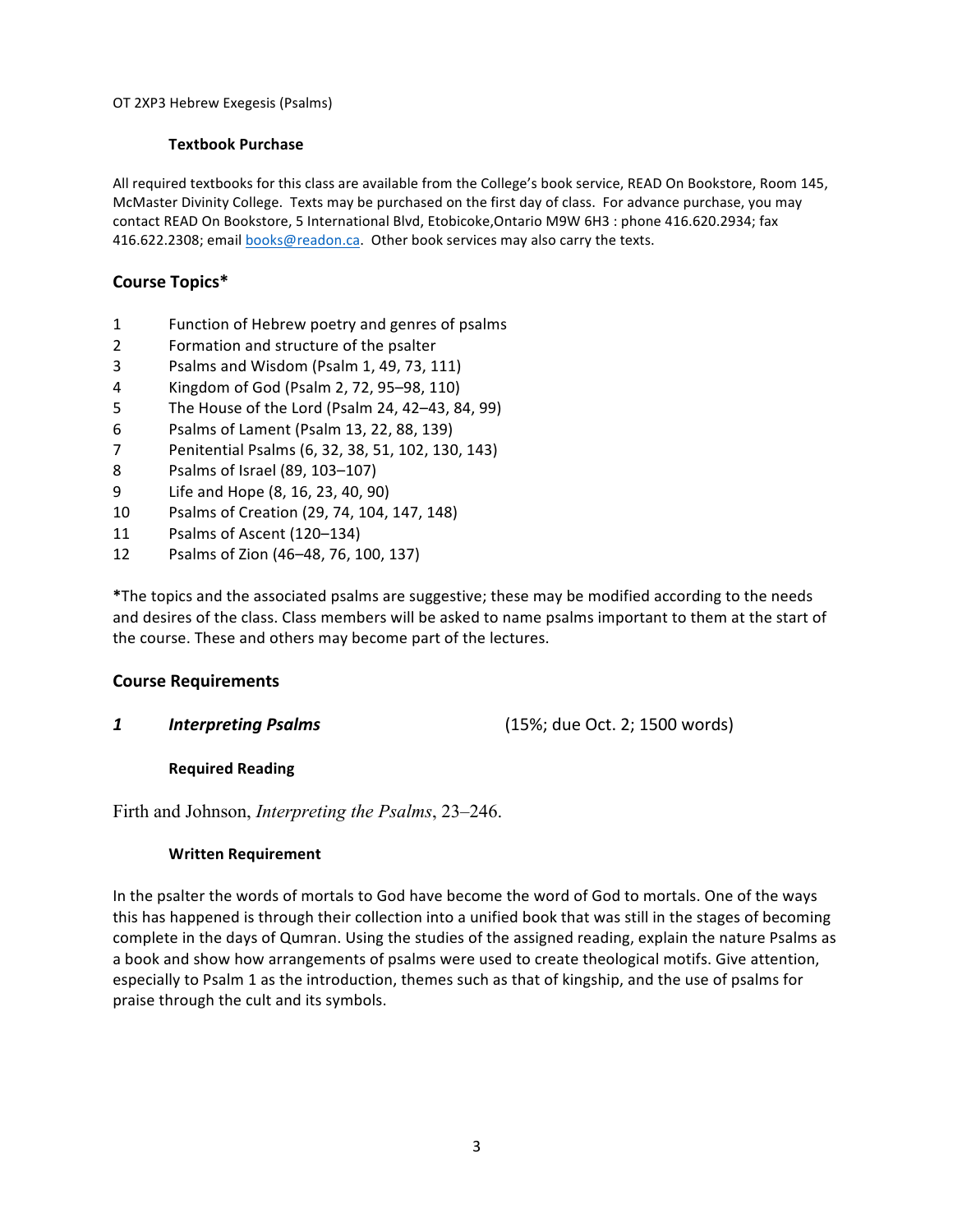OT 2XP3 Hebrew Exegesis (Psalms)

#### Textbook Purchase

All required textbooks for this class are available from the College's book service, READ On Bookstore, Room 145, McMaster Divinity College. Texts may be purchased on the first day of class. For advance purchase, you may contact READ On Bookstore, 5 International Blvd, Etobicoke,Ontario M9W 6H3 : phone 416.620.2934; fax 416.622.2308; email books@readon.ca. Other book services may also carry the texts.

## Course Topics*

| | |
|---|---|
| 1 | Function of Hebrew poetry and genres of psalms |
| 2 | Formation and structure of the psalter |
| 3 | Psalms and Wisdom (Psalm 1, 49, 73, 111) |
| 4 | Kingdom of God (Psalm 2, 72, 95–98, 110) |
| 5 | The House of the Lord (Psalm 24, 42–43, 84, 99) |
| 6 | Psalms of Lament (Psalm 13, 22, 88, 139) |
| 7 | Penitential Psalms (6, 32, 38, 51, 102, 130, 143) |
| 8 | Psalms of Israel (89, 103–107) |
| 9 | Life and Hope (8, 16, 23, 40, 90) |
| 10 | Psalms of Creation (29, 74, 104, 147, 148) |
| 11 | Psalms of Ascent (120–134) |
| 12 | Psalms of Zion (46–48, 76, 100, 137) |

**\***The topics and the associated psalms are suggestive; these may be modified according to the needs and desires of the class. Class members will be asked to name psalms important to them at the start of the course. These and others may become part of the lectures.

## Course Requirements

### *1 Interpreting Psalms* (15%; due Oct. 2; 1500 words)

#### Required Reading

Firth and Johnson, *Interpreting the Psalms*, 23–246.

#### Written Requirement

In the psalter the words of mortals to God have become the word of God to mortals. One of the ways this has happened is through their collection into a unified book that was still in the stages of becoming complete in the days of Qumran. Using the studies of the assigned reading, explain the nature Psalms as a book and show how arrangements of psalms were used to create theological motifs. Give attention, especially to Psalm 1 as the introduction, themes such as that of kingship, and the use of psalms for praise through the cult and its symbols.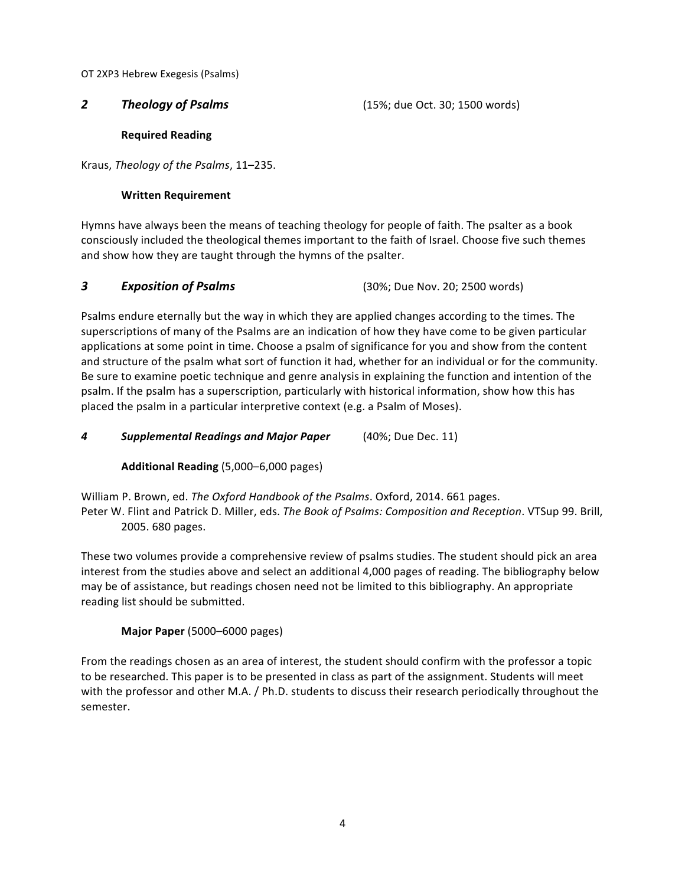## *2 Theology of Psalms* (15%; due Oct. 30; 1500 words)

**Required Reading**

Kraus, *Theology of the Psalms*, 11–235.

**Written Requirement**

Hymns have always been the means of teaching theology for people of faith. The psalter as a book consciously included the theological themes important to the faith of Israel. Choose five such themes and show how they are taught through the hymns of the psalter.

## *3 Exposition of Psalms* (30%; Due Nov. 20; 2500 words)

Psalms endure eternally but the way in which they are applied changes according to the times. The superscriptions of many of the Psalms are an indication of how they have come to be given particular applications at some point in time. Choose a psalm of significance for you and show from the content and structure of the psalm what sort of function it had, whether for an individual or for the community. Be sure to examine poetic technique and genre analysis in explaining the function and intention of the psalm. If the psalm has a superscription, particularly with historical information, show how this has placed the psalm in a particular interpretive context (e.g. a Psalm of Moses).

## *4 Supplemental Readings and Major Paper* (40%; Due Dec. 11)

**Additional Reading** (5,000–6,000 pages)

William P. Brown, ed. *The Oxford Handbook of the Psalms*. Oxford, 2014. 661 pages.
Peter W. Flint and Patrick D. Miller, eds. *The Book of Psalms: Composition and Reception*. VTSup 99. Brill, 2005. 680 pages.

These two volumes provide a comprehensive review of psalms studies. The student should pick an area interest from the studies above and select an additional 4,000 pages of reading. The bibliography below may be of assistance, but readings chosen need not be limited to this bibliography. An appropriate reading list should be submitted.

**Major Paper** (5000–6000 pages)

From the readings chosen as an area of interest, the student should confirm with the professor a topic to be researched. This paper is to be presented in class as part of the assignment. Students will meet with the professor and other M.A. / Ph.D. students to discuss their research periodically throughout the semester.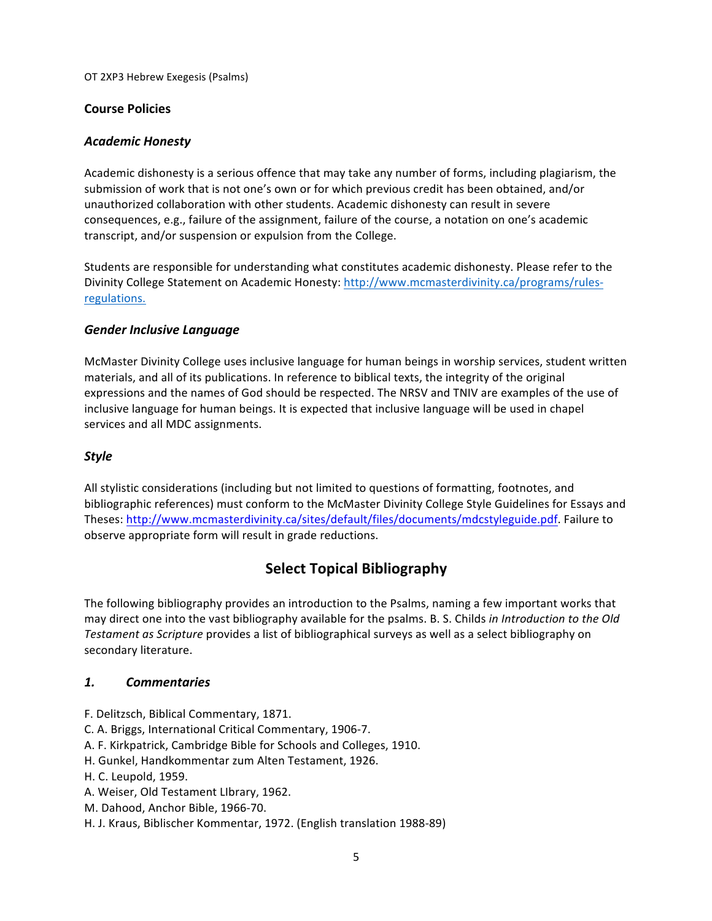## Course Policies

### *Academic Honesty*

Academic dishonesty is a serious offence that may take any number of forms, including plagiarism, the submission of work that is not one's own or for which previous credit has been obtained, and/or unauthorized collaboration with other students. Academic dishonesty can result in severe consequences, e.g., failure of the assignment, failure of the course, a notation on one's academic transcript, and/or suspension or expulsion from the College.

Students are responsible for understanding what constitutes academic dishonesty. Please refer to the Divinity College Statement on Academic Honesty: http://www.mcmasterdivinity.ca/programs/rules-regulations.

### *Gender Inclusive Language*

McMaster Divinity College uses inclusive language for human beings in worship services, student written materials, and all of its publications. In reference to biblical texts, the integrity of the original expressions and the names of God should be respected. The NRSV and TNIV are examples of the use of inclusive language for human beings. It is expected that inclusive language will be used in chapel services and all MDC assignments.

### *Style*

All stylistic considerations (including but not limited to questions of formatting, footnotes, and bibliographic references) must conform to the McMaster Divinity College Style Guidelines for Essays and Theses: http://www.mcmasterdivinity.ca/sites/default/files/documents/mdcstyleguide.pdf. Failure to observe appropriate form will result in grade reductions.

## Select Topical Bibliography

The following bibliography provides an introduction to the Psalms, naming a few important works that may direct one into the vast bibliography available for the psalms. B. S. Childs *in Introduction to the Old Testament as Scripture* provides a list of bibliographical surveys as well as a select bibliography on secondary literature.

### *1. Commentaries*

F. Delitzsch, Biblical Commentary, 1871.
C. A. Briggs, International Critical Commentary, 1906-7.
A. F. Kirkpatrick, Cambridge Bible for Schools and Colleges, 1910.
H. Gunkel, Handkommentar zum Alten Testament, 1926.
H. C. Leupold, 1959.
A. Weiser, Old Testament LIbrary, 1962.
M. Dahood, Anchor Bible, 1966-70.
H. J. Kraus, Biblischer Kommentar, 1972. (English translation 1988-89)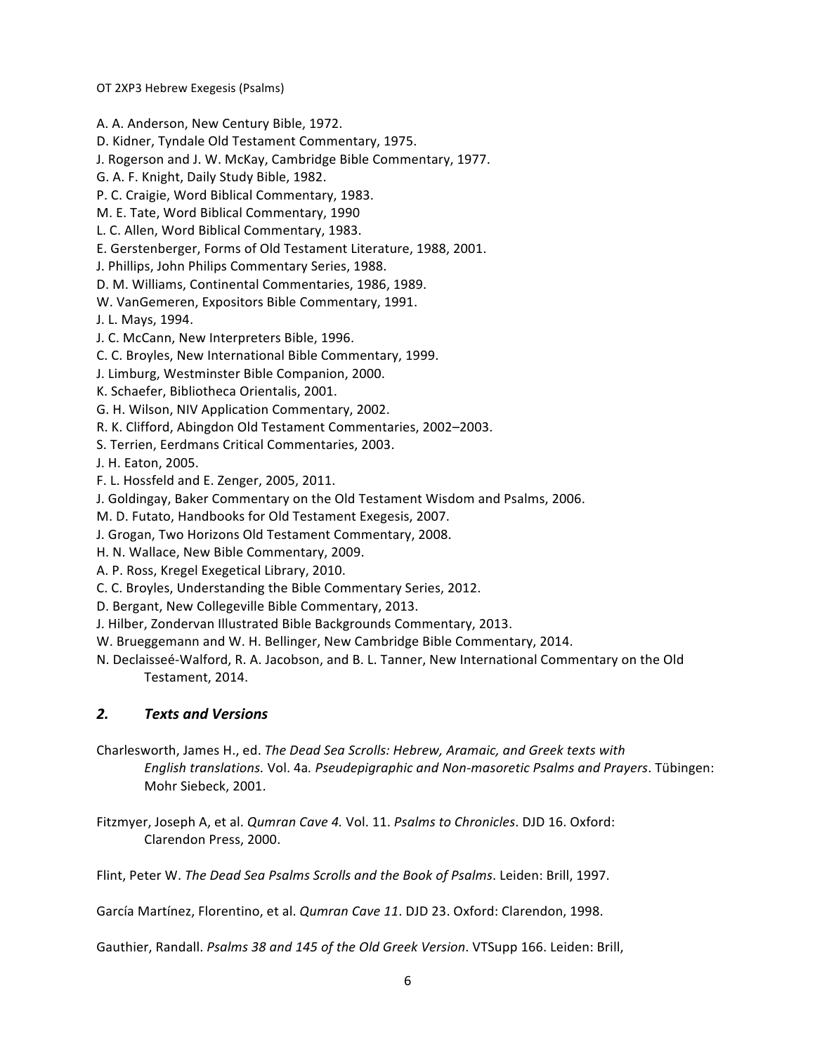A. A. Anderson, New Century Bible, 1972.
D. Kidner, Tyndale Old Testament Commentary, 1975.
J. Rogerson and J. W. McKay, Cambridge Bible Commentary, 1977.
G. A. F. Knight, Daily Study Bible, 1982.
P. C. Craigie, Word Biblical Commentary, 1983.
M. E. Tate, Word Biblical Commentary, 1990
L. C. Allen, Word Biblical Commentary, 1983.
E. Gerstenberger, Forms of Old Testament Literature, 1988, 2001.
J. Phillips, John Philips Commentary Series, 1988.
D. M. Williams, Continental Commentaries, 1986, 1989.
W. VanGemeren, Expositors Bible Commentary, 1991.
J. L. Mays, 1994.
J. C. McCann, New Interpreters Bible, 1996.
C. C. Broyles, New International Bible Commentary, 1999.
J. Limburg, Westminster Bible Companion, 2000.
K. Schaefer, Bibliotheca Orientalis, 2001.
G. H. Wilson, NIV Application Commentary, 2002.
R. K. Clifford, Abingdon Old Testament Commentaries, 2002–2003.
S. Terrien, Eerdmans Critical Commentaries, 2003.
J. H. Eaton, 2005.
F. L. Hossfeld and E. Zenger, 2005, 2011.
J. Goldingay, Baker Commentary on the Old Testament Wisdom and Psalms, 2006.
M. D. Futato, Handbooks for Old Testament Exegesis, 2007.
J. Grogan, Two Horizons Old Testament Commentary, 2008.
H. N. Wallace, New Bible Commentary, 2009.
A. P. Ross, Kregel Exegetical Library, 2010.
C. C. Broyles, Understanding the Bible Commentary Series, 2012.
D. Bergant, New Collegeville Bible Commentary, 2013.
J. Hilber, Zondervan Illustrated Bible Backgrounds Commentary, 2013.
W. Brueggemann and W. H. Bellinger, New Cambridge Bible Commentary, 2014.
N. Declaisseé-Walford, R. A. Jacobson, and B. L. Tanner, New International Commentary on the Old Testament, 2014.

## *2. Texts and Versions*

Charlesworth, James H., ed. *The Dead Sea Scrolls: Hebrew, Aramaic, and Greek texts with English translations.* Vol. 4a*. Pseudepigraphic and Non-masoretic Psalms and Prayers*. Tübingen: Mohr Siebeck, 2001.

Fitzmyer, Joseph A, et al. *Qumran Cave 4.* Vol. 11. *Psalms to Chronicles*. DJD 16. Oxford: Clarendon Press, 2000.

Flint, Peter W. *The Dead Sea Psalms Scrolls and the Book of Psalms*. Leiden: Brill, 1997.

García Martínez, Florentino, et al. *Qumran Cave 11*. DJD 23. Oxford: Clarendon, 1998.

Gauthier, Randall. *Psalms 38 and 145 of the Old Greek Version*. VTSupp 166. Leiden: Brill,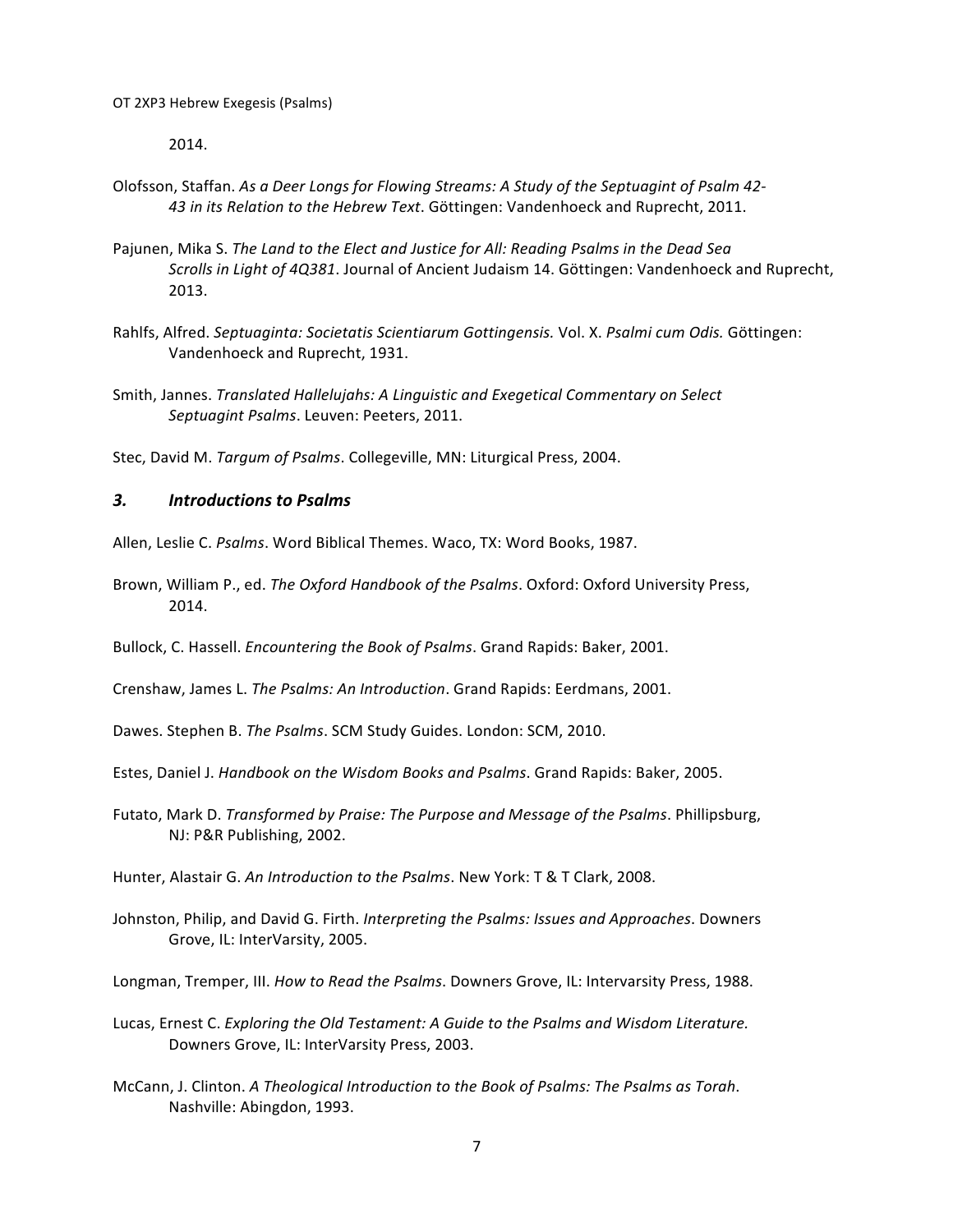2014.

Olofsson, Staffan. *As a Deer Longs for Flowing Streams: A Study of the Septuagint of Psalm 42-43 in its Relation to the Hebrew Text*. Göttingen: Vandenhoeck and Ruprecht, 2011.

Pajunen, Mika S. *The Land to the Elect and Justice for All: Reading Psalms in the Dead Sea Scrolls in Light of 4Q381*. Journal of Ancient Judaism 14. Göttingen: Vandenhoeck and Ruprecht, 2013.

Rahlfs, Alfred. *Septuaginta: Societatis Scientiarum Gottingensis.* Vol. X. *Psalmi cum Odis.* Göttingen: Vandenhoeck and Ruprecht, 1931.

Smith, Jannes. *Translated Hallelujahs: A Linguistic and Exegetical Commentary on Select Septuagint Psalms*. Leuven: Peeters, 2011.

Stec, David M. *Targum of Psalms*. Collegeville, MN: Liturgical Press, 2004.

### *3. Introductions to Psalms*

Allen, Leslie C. *Psalms*. Word Biblical Themes. Waco, TX: Word Books, 1987.

Brown, William P., ed. *The Oxford Handbook of the Psalms*. Oxford: Oxford University Press, 2014.

Bullock, C. Hassell. *Encountering the Book of Psalms*. Grand Rapids: Baker, 2001.

Crenshaw, James L. *The Psalms: An Introduction*. Grand Rapids: Eerdmans, 2001.

Dawes. Stephen B. *The Psalms*. SCM Study Guides. London: SCM, 2010.

Estes, Daniel J. *Handbook on the Wisdom Books and Psalms*. Grand Rapids: Baker, 2005.

Futato, Mark D. *Transformed by Praise: The Purpose and Message of the Psalms*. Phillipsburg, NJ: P&R Publishing, 2002.

Hunter, Alastair G. *An Introduction to the Psalms*. New York: T & T Clark, 2008.

Johnston, Philip, and David G. Firth. *Interpreting the Psalms: Issues and Approaches*. Downers Grove, IL: InterVarsity, 2005.

Longman, Tremper, III. *How to Read the Psalms*. Downers Grove, IL: Intervarsity Press, 1988.

Lucas, Ernest C. *Exploring the Old Testament: A Guide to the Psalms and Wisdom Literature.* Downers Grove, IL: InterVarsity Press, 2003.

McCann, J. Clinton. *A Theological Introduction to the Book of Psalms: The Psalms as Torah*. Nashville: Abingdon, 1993.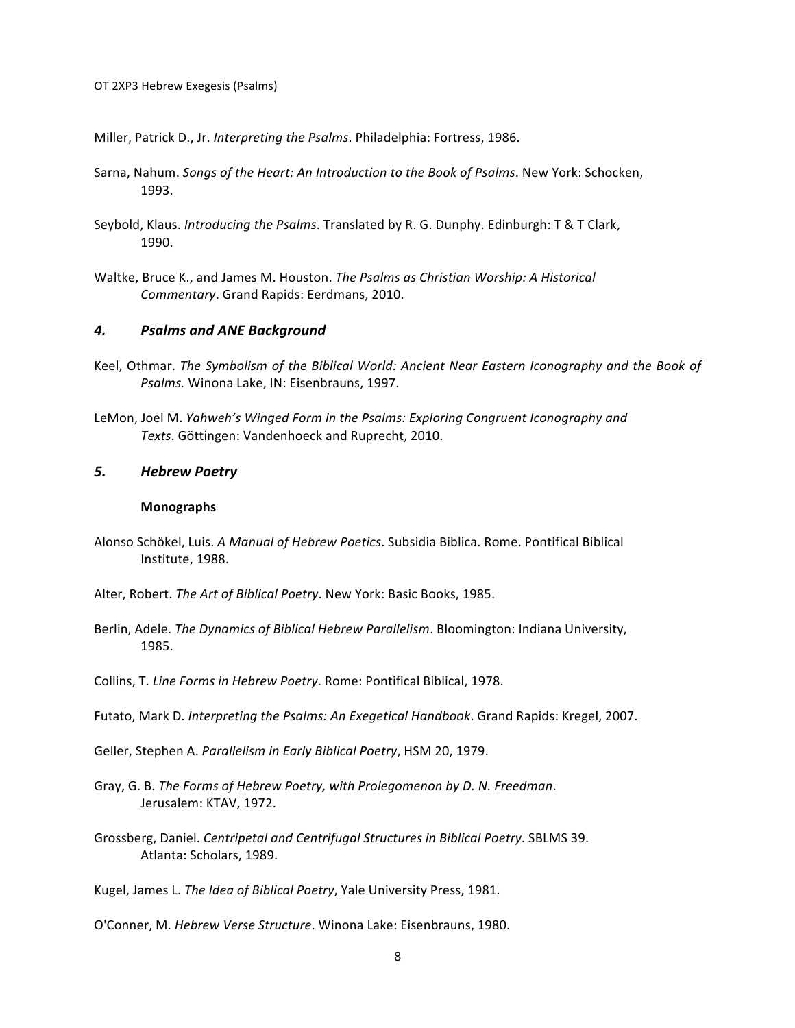Miller, Patrick D., Jr. *Interpreting the Psalms*. Philadelphia: Fortress, 1986.

Sarna, Nahum. *Songs of the Heart: An Introduction to the Book of Psalms*. New York: Schocken, 1993.

Seybold, Klaus. *Introducing the Psalms*. Translated by R. G. Dunphy. Edinburgh: T & T Clark, 1990.

Waltke, Bruce K., and James M. Houston. *The Psalms as Christian Worship: A Historical Commentary*. Grand Rapids: Eerdmans, 2010.

### *4. Psalms and ANE Background*

Keel, Othmar. *The Symbolism of the Biblical World: Ancient Near Eastern Iconography and the Book of Psalms.* Winona Lake, IN: Eisenbrauns, 1997.

LeMon, Joel M. *Yahweh's Winged Form in the Psalms: Exploring Congruent Iconography and Texts*. Göttingen: Vandenhoeck and Ruprecht, 2010.

### *5. Hebrew Poetry*

#### **Monographs**

Alonso Schökel, Luis. *A Manual of Hebrew Poetics*. Subsidia Biblica. Rome. Pontifical Biblical Institute, 1988.

Alter, Robert. *The Art of Biblical Poetry*. New York: Basic Books, 1985.

Berlin, Adele. *The Dynamics of Biblical Hebrew Parallelism*. Bloomington: Indiana University, 1985.

Collins, T. *Line Forms in Hebrew Poetry*. Rome: Pontifical Biblical, 1978.

Futato, Mark D. *Interpreting the Psalms: An Exegetical Handbook*. Grand Rapids: Kregel, 2007.

Geller, Stephen A. *Parallelism in Early Biblical Poetry*, HSM 20, 1979.

Gray, G. B. *The Forms of Hebrew Poetry, with Prolegomenon by D. N. Freedman*. Jerusalem: KTAV, 1972.

Grossberg, Daniel. *Centripetal and Centrifugal Structures in Biblical Poetry*. SBLMS 39. Atlanta: Scholars, 1989.

Kugel, James L. *The Idea of Biblical Poetry*, Yale University Press, 1981.

O'Conner, M. *Hebrew Verse Structure*. Winona Lake: Eisenbrauns, 1980.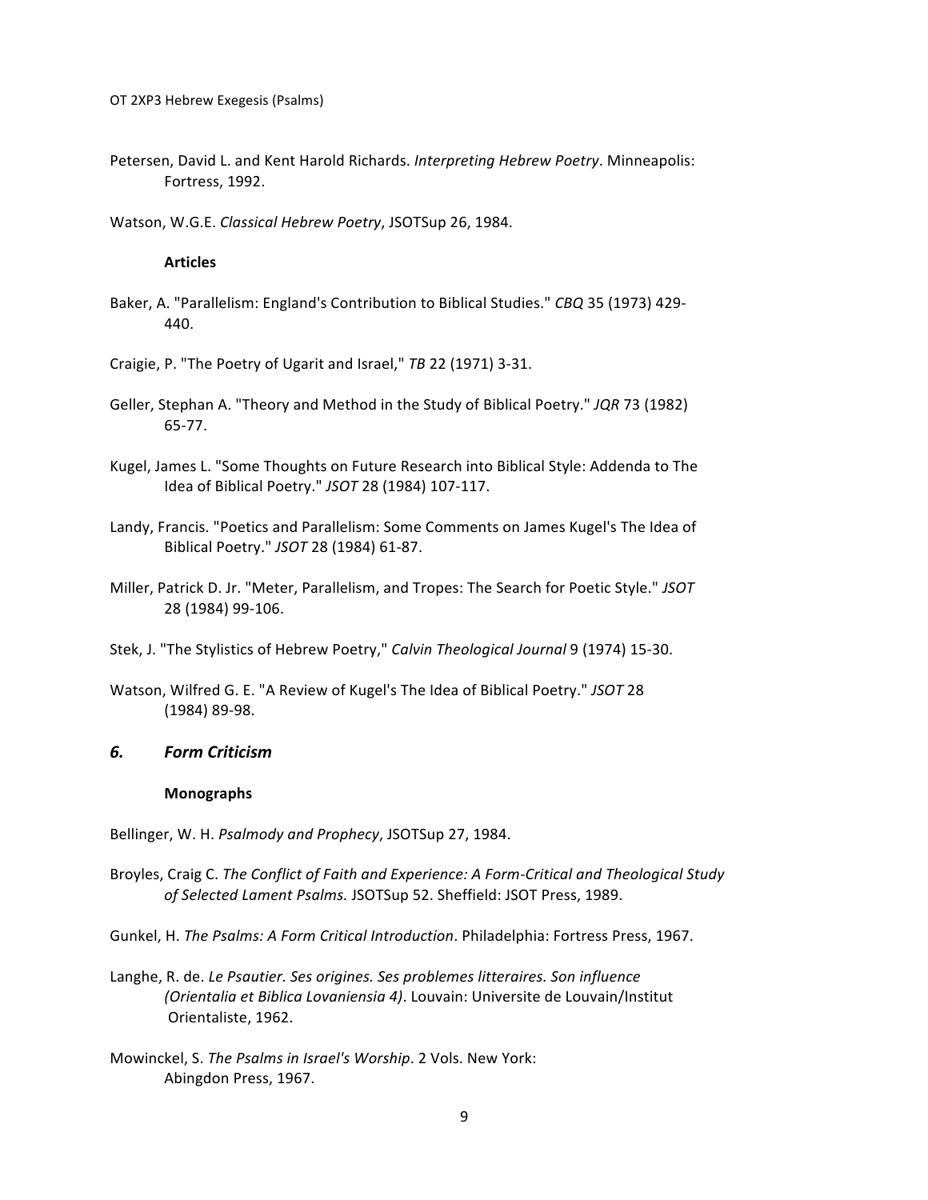Petersen, David L. and Kent Harold Richards. *Interpreting Hebrew Poetry*. Minneapolis: Fortress, 1992.

Watson, W.G.E. *Classical Hebrew Poetry*, JSOTSup 26, 1984.

**Articles**

Baker, A. "Parallelism: England's Contribution to Biblical Studies." *CBQ* 35 (1973) 429-440.

Craigie, P. "The Poetry of Ugarit and Israel," *TB* 22 (1971) 3-31.

Geller, Stephan A. "Theory and Method in the Study of Biblical Poetry." *JQR* 73 (1982) 65-77.

Kugel, James L. "Some Thoughts on Future Research into Biblical Style: Addenda to The Idea of Biblical Poetry." *JSOT* 28 (1984) 107-117.

Landy, Francis. "Poetics and Parallelism: Some Comments on James Kugel's The Idea of Biblical Poetry." *JSOT* 28 (1984) 61-87.

Miller, Patrick D. Jr. "Meter, Parallelism, and Tropes: The Search for Poetic Style." *JSOT* 28 (1984) 99-106.

Stek, J. "The Stylistics of Hebrew Poetry," *Calvin Theological Journal* 9 (1974) 15-30.

Watson, Wilfred G. E. "A Review of Kugel's The Idea of Biblical Poetry." *JSOT* 28 (1984) 89-98.

## *6. Form Criticism*

**Monographs**

Bellinger, W. H. *Psalmody and Prophecy*, JSOTSup 27, 1984.

Broyles, Craig C. *The Conflict of Faith and Experience: A Form-Critical and Theological Study of Selected Lament Psalms.* JSOTSup 52. Sheffield: JSOT Press, 1989.

Gunkel, H. *The Psalms: A Form Critical Introduction*. Philadelphia: Fortress Press, 1967.

Langhe, R. de. *Le Psautier. Ses origines. Ses problemes litteraires. Son influence (Orientalia et Biblica Lovaniensia 4)*. Louvain: Universite de Louvain/Institut Orientaliste, 1962.

Mowinckel, S. *The Psalms in Israel's Worship*. 2 Vols. New York: Abingdon Press, 1967.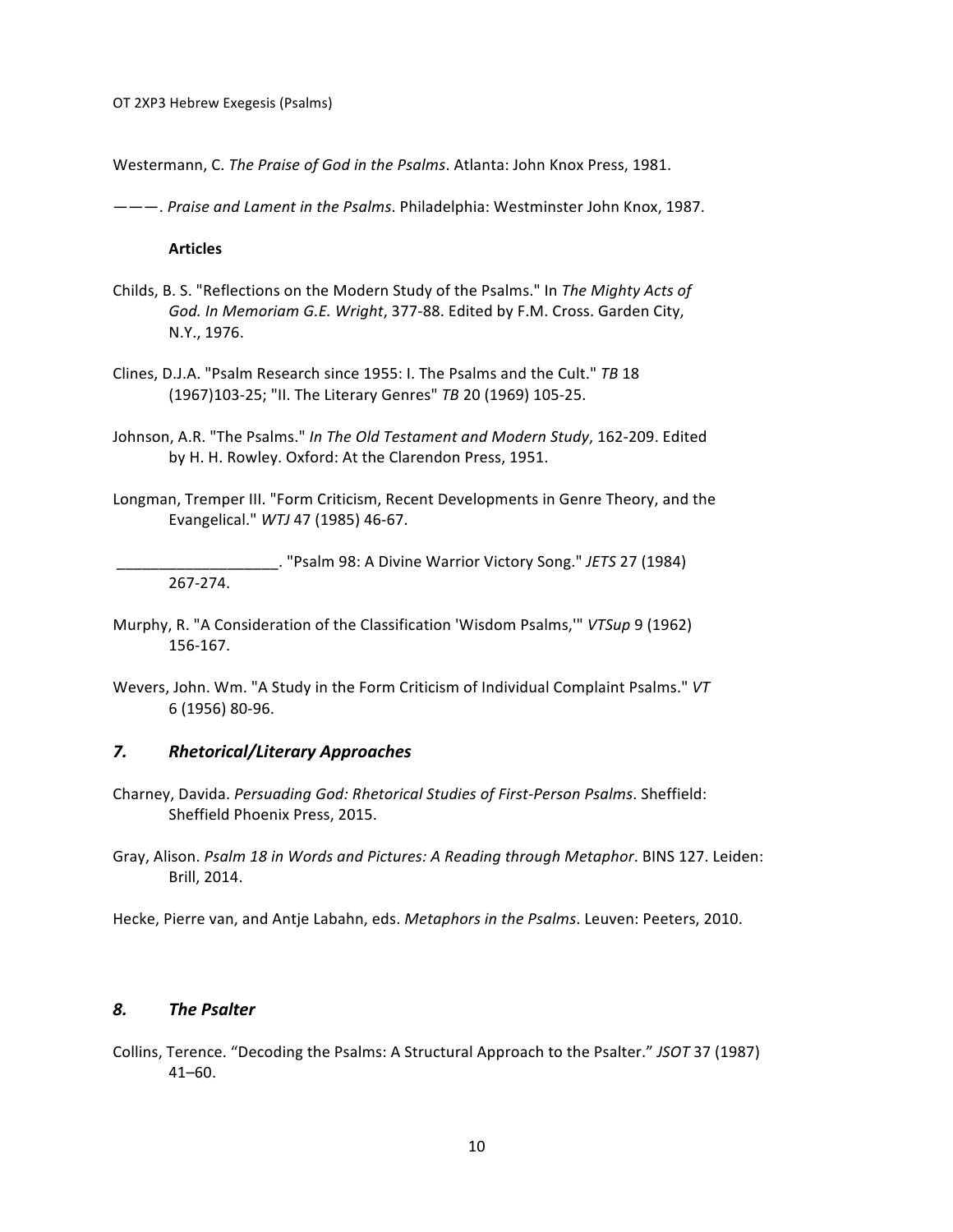Westermann, C. *The Praise of God in the Psalms*. Atlanta: John Knox Press, 1981.

———. *Praise and Lament in the Psalms*. Philadelphia: Westminster John Knox, 1987.

**Articles**

Childs, B. S. "Reflections on the Modern Study of the Psalms." In *The Mighty Acts of God. In Memoriam G.E. Wright*, 377-88. Edited by F.M. Cross. Garden City, N.Y., 1976.

Clines, D.J.A. "Psalm Research since 1955: I. The Psalms and the Cult." *TB* 18 (1967)103-25; "II. The Literary Genres" *TB* 20 (1969) 105-25.

Johnson, A.R. "The Psalms." *In The Old Testament and Modern Study*, 162-209. Edited by H. H. Rowley. Oxford: At the Clarendon Press, 1951.

Longman, Tremper III. "Form Criticism, Recent Developments in Genre Theory, and the Evangelical." *WTJ* 47 (1985) 46-67.

___________________. "Psalm 98: A Divine Warrior Victory Song." *JETS* 27 (1984) 267-274.

Murphy, R. "A Consideration of the Classification 'Wisdom Psalms,'" *VTSup* 9 (1962) 156-167.

Wevers, John. Wm. "A Study in the Form Criticism of Individual Complaint Psalms." *VT* 6 (1956) 80-96.

## *7. Rhetorical/Literary Approaches*

Charney, Davida. *Persuading God: Rhetorical Studies of First-Person Psalms*. Sheffield: Sheffield Phoenix Press, 2015.

Gray, Alison. *Psalm 18 in Words and Pictures: A Reading through Metaphor*. BINS 127. Leiden: Brill, 2014.

Hecke, Pierre van, and Antje Labahn, eds. *Metaphors in the Psalms*. Leuven: Peeters, 2010.

## *8. The Psalter*

Collins, Terence. "Decoding the Psalms: A Structural Approach to the Psalter." *JSOT* 37 (1987) 41–60.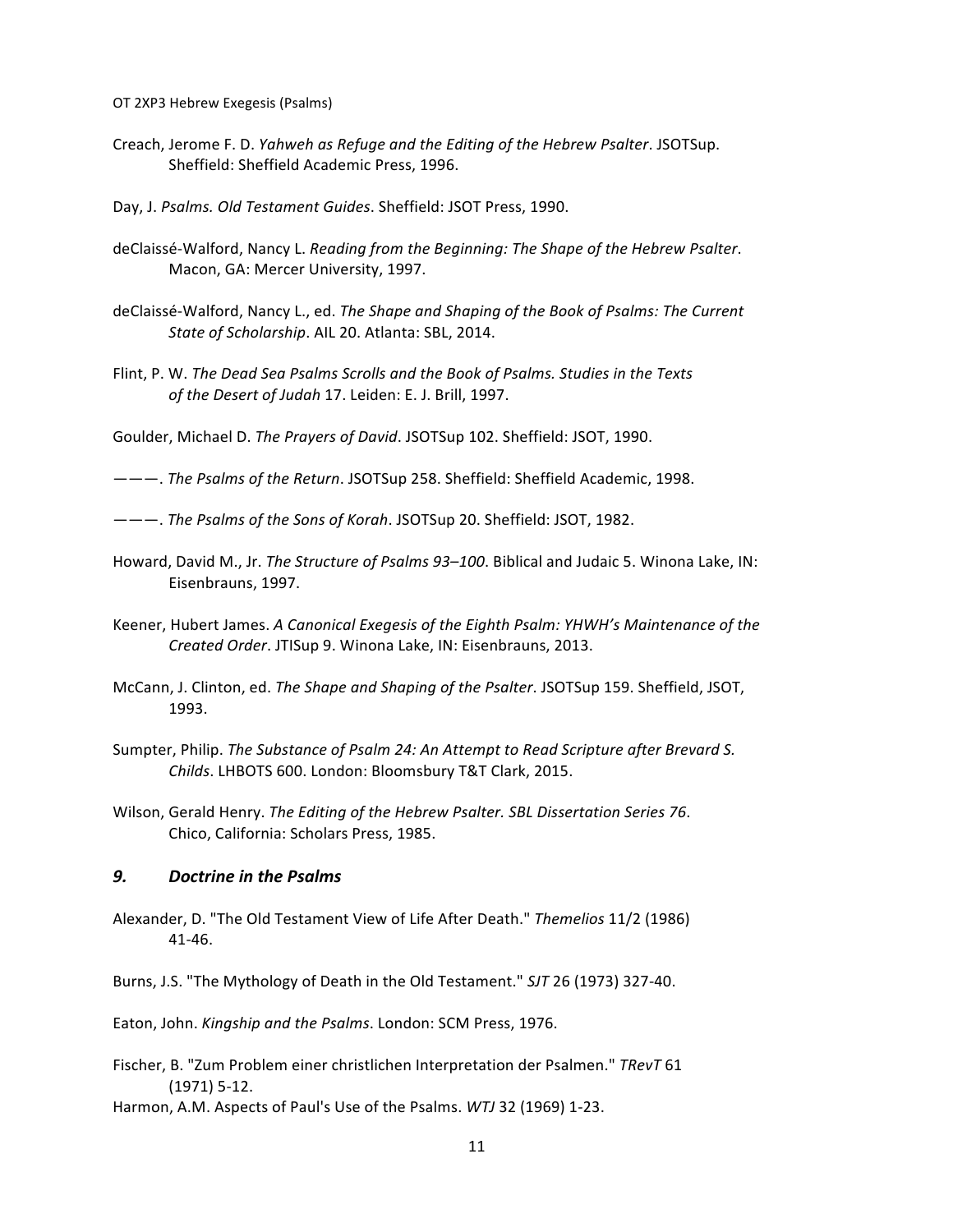Creach, Jerome F. D. *Yahweh as Refuge and the Editing of the Hebrew Psalter*. JSOTSup. Sheffield: Sheffield Academic Press, 1996.

Day, J. *Psalms. Old Testament Guides*. Sheffield: JSOT Press, 1990.

deClaissé-Walford, Nancy L. *Reading from the Beginning: The Shape of the Hebrew Psalter*. Macon, GA: Mercer University, 1997.

deClaissé-Walford, Nancy L., ed. *The Shape and Shaping of the Book of Psalms: The Current State of Scholarship*. AIL 20. Atlanta: SBL, 2014.

Flint, P. W. *The Dead Sea Psalms Scrolls and the Book of Psalms. Studies in the Texts of the Desert of Judah* 17. Leiden: E. J. Brill, 1997.

Goulder, Michael D. *The Prayers of David*. JSOTSup 102. Sheffield: JSOT, 1990.

———. *The Psalms of the Return*. JSOTSup 258. Sheffield: Sheffield Academic, 1998.

———. *The Psalms of the Sons of Korah*. JSOTSup 20. Sheffield: JSOT, 1982.

Howard, David M., Jr. *The Structure of Psalms 93–100*. Biblical and Judaic 5. Winona Lake, IN: Eisenbrauns, 1997.

Keener, Hubert James. *A Canonical Exegesis of the Eighth Psalm: YHWH's Maintenance of the Created Order*. JTISup 9. Winona Lake, IN: Eisenbrauns, 2013.

McCann, J. Clinton, ed. *The Shape and Shaping of the Psalter*. JSOTSup 159. Sheffield, JSOT, 1993.

Sumpter, Philip. *The Substance of Psalm 24: An Attempt to Read Scripture after Brevard S. Childs*. LHBOTS 600. London: Bloomsbury T&T Clark, 2015.

Wilson, Gerald Henry. *The Editing of the Hebrew Psalter. SBL Dissertation Series 76*. Chico, California: Scholars Press, 1985.

### *9. Doctrine in the Psalms*

Alexander, D. "The Old Testament View of Life After Death." *Themelios* 11/2 (1986) 41-46.

Burns, J.S. "The Mythology of Death in the Old Testament." *SJT* 26 (1973) 327-40.

Eaton, John. *Kingship and the Psalms*. London: SCM Press, 1976.

Fischer, B. "Zum Problem einer christlichen Interpretation der Psalmen." *TRevT* 61 (1971) 5-12.

Harmon, A.M. Aspects of Paul's Use of the Psalms. *WTJ* 32 (1969) 1-23.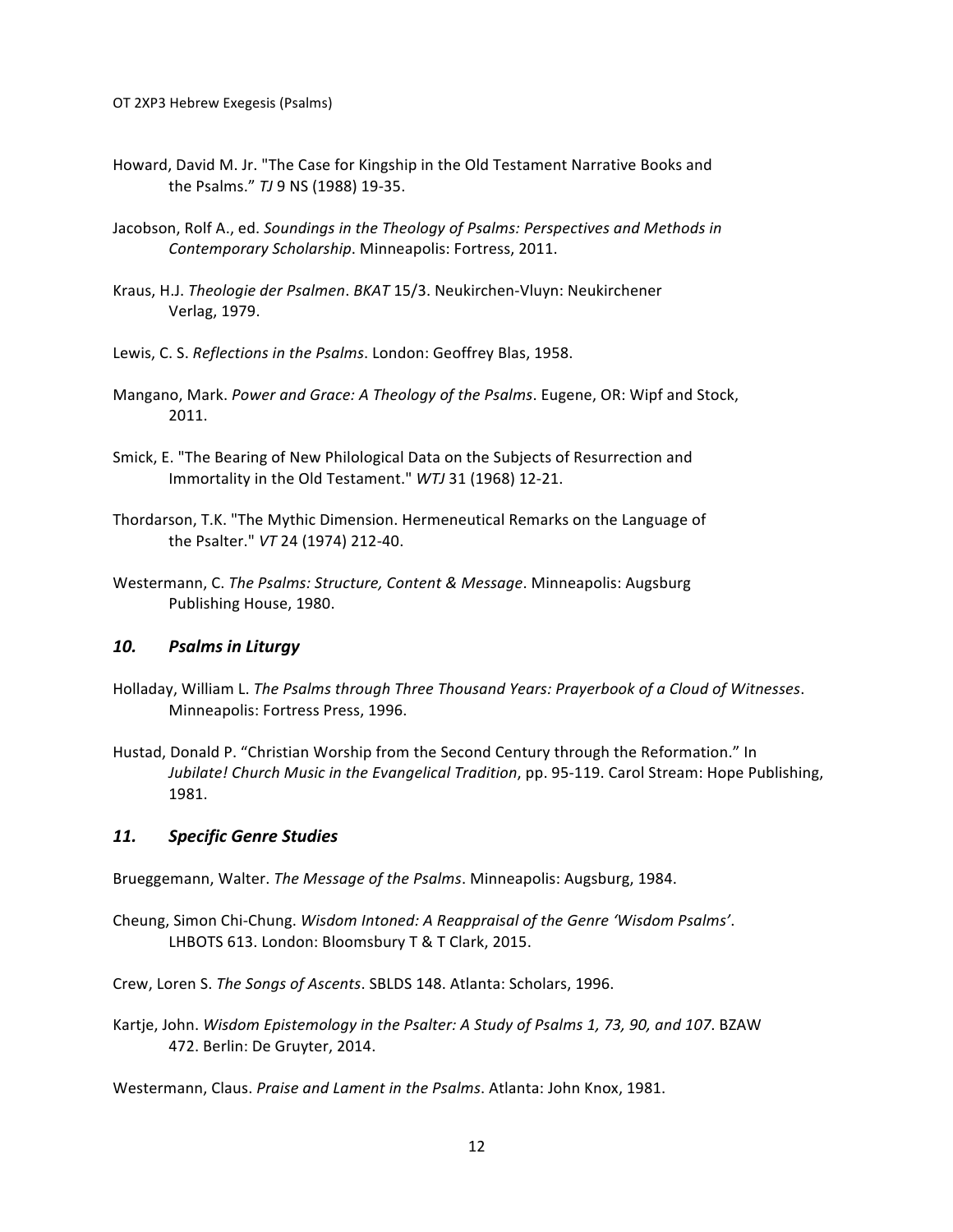Howard, David M. Jr. "The Case for Kingship in the Old Testament Narrative Books and the Psalms." *TJ* 9 NS (1988) 19-35.

Jacobson, Rolf A., ed. *Soundings in the Theology of Psalms: Perspectives and Methods in Contemporary Scholarship*. Minneapolis: Fortress, 2011.

Kraus, H.J. *Theologie der Psalmen*. *BKAT* 15/3. Neukirchen-Vluyn: Neukirchener Verlag, 1979.

Lewis, C. S. *Reflections in the Psalms*. London: Geoffrey Blas, 1958.

Mangano, Mark. *Power and Grace: A Theology of the Psalms*. Eugene, OR: Wipf and Stock, 2011.

Smick, E. "The Bearing of New Philological Data on the Subjects of Resurrection and Immortality in the Old Testament." *WTJ* 31 (1968) 12-21.

Thordarson, T.K. "The Mythic Dimension. Hermeneutical Remarks on the Language of the Psalter." *VT* 24 (1974) 212-40.

Westermann, C. *The Psalms: Structure, Content & Message*. Minneapolis: Augsburg Publishing House, 1980.

### *10. Psalms in Liturgy*

Holladay, William L. *The Psalms through Three Thousand Years: Prayerbook of a Cloud of Witnesses*. Minneapolis: Fortress Press, 1996.

Hustad, Donald P. "Christian Worship from the Second Century through the Reformation." In *Jubilate! Church Music in the Evangelical Tradition*, pp. 95-119. Carol Stream: Hope Publishing, 1981.

### *11. Specific Genre Studies*

Brueggemann, Walter. *The Message of the Psalms*. Minneapolis: Augsburg, 1984.

Cheung, Simon Chi-Chung. *Wisdom Intoned: A Reappraisal of the Genre 'Wisdom Psalms'*. LHBOTS 613. London: Bloomsbury T & T Clark, 2015.

Crew, Loren S. *The Songs of Ascents*. SBLDS 148. Atlanta: Scholars, 1996.

Kartje, John. *Wisdom Epistemology in the Psalter: A Study of Psalms 1, 73, 90, and 107*. BZAW 472. Berlin: De Gruyter, 2014.

Westermann, Claus. *Praise and Lament in the Psalms*. Atlanta: John Knox, 1981.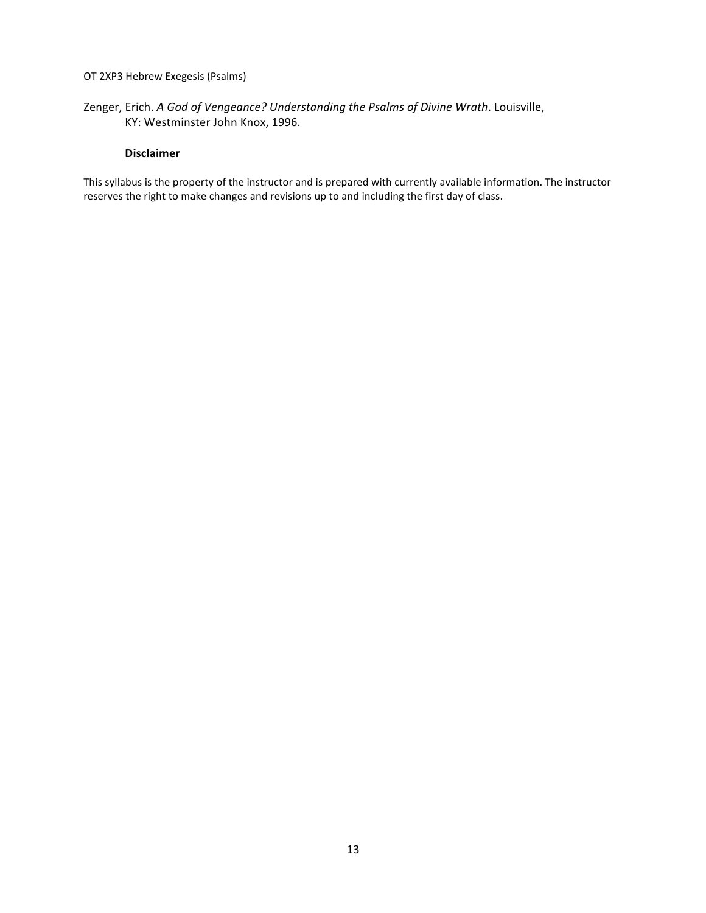Zenger, Erich. *A God of Vengeance? Understanding the Psalms of Divine Wrath*. Louisville, KY: Westminster John Knox, 1996.

**Disclaimer**

This syllabus is the property of the instructor and is prepared with currently available information. The instructor reserves the right to make changes and revisions up to and including the first day of class.